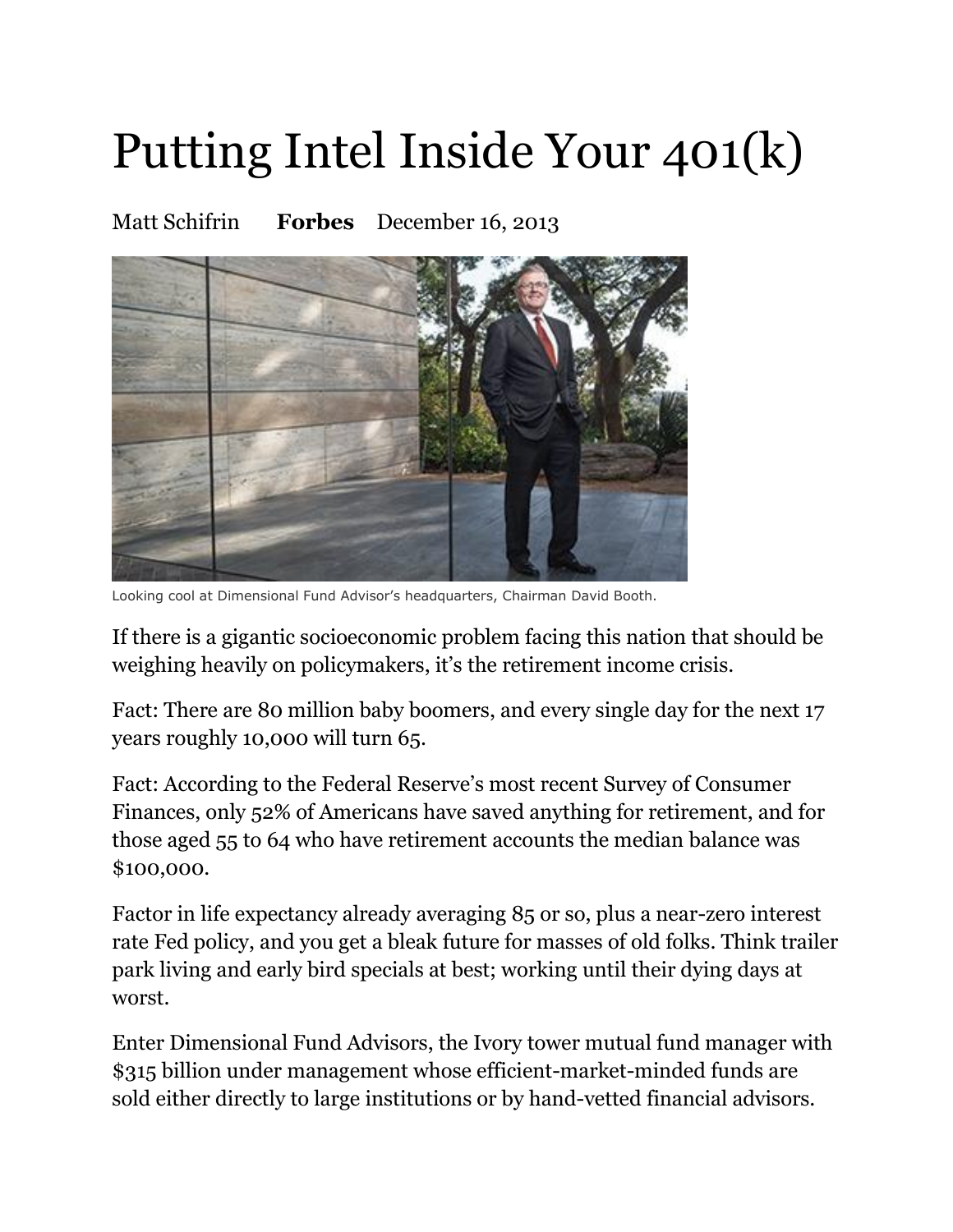# Putting Intel Inside Your 401(k)

Matt Schifrin **Forbes** December 16, 2013

Looking cool at Dimensional Fund Advisor's headquarters, Chairman David Booth.

If there is a gigantic socioeconomic problem facing this nation that should be weighing heavily on policymakers, it's the retirement income crisis.

Fact: There are 80 million baby boomers, and every single day for the next 17 years roughly 10,000 will turn 65.

Fact: According to the Federal Reserve's most recent Survey of Consumer Finances, only 52% of Americans have saved anything for retirement, and for those aged 55 to 64 who have retirement accounts the median balance was $100,000.

Factor in life expectancy already averaging 85 or so, plus a near-zero interest rate Fed policy, and you get a bleak future for masses of old folks. Think trailer park living and early bird specials at best; working until their dying days at worst.

Enter Dimensional Fund Advisors, the Ivory tower mutual fund manager with $315 billion under management whose efficient-market-minded funds are sold either directly to large institutions or by hand-vetted financial advisors.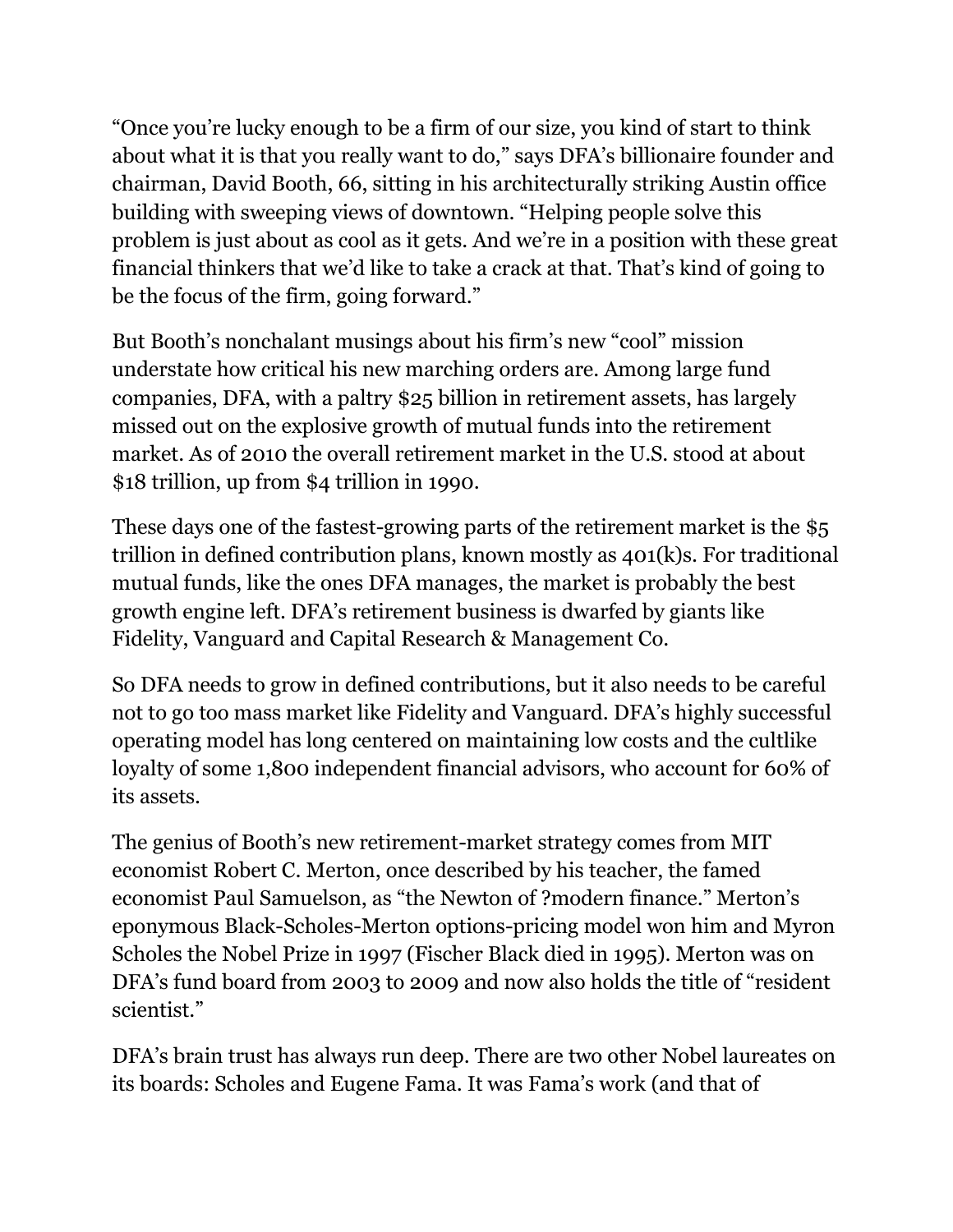"Once you're lucky enough to be a firm of our size, you kind of start to think about what it is that you really want to do," says DFA's billionaire founder and chairman, David Booth, 66, sitting in his architecturally striking Austin office building with sweeping views of downtown. "Helping people solve this problem is just about as cool as it gets. And we're in a position with these great financial thinkers that we'd like to take a crack at that. That's kind of going to be the focus of the firm, going forward."

But Booth's nonchalant musings about his firm's new "cool" mission understate how critical his new marching orders are. Among large fund companies, DFA, with a paltry $25 billion in retirement assets, has largely missed out on the explosive growth of mutual funds into the retirement market. As of 2010 the overall retirement market in the U.S. stood at about $18 trillion, up from $4 trillion in 1990.

These days one of the fastest-growing parts of the retirement market is the $5 trillion in defined contribution plans, known mostly as 401(k)s. For traditional mutual funds, like the ones DFA manages, the market is probably the best growth engine left. DFA's retirement business is dwarfed by giants like Fidelity, Vanguard and Capital Research & Management Co.

So DFA needs to grow in defined contributions, but it also needs to be careful not to go too mass market like Fidelity and Vanguard. DFA's highly successful operating model has long centered on maintaining low costs and the cultlike loyalty of some 1,800 independent financial advisors, who account for 60% of its assets.

The genius of Booth's new retirement-market strategy comes from MIT economist Robert C. Merton, once described by his teacher, the famed economist Paul Samuelson, as "the Newton of ?modern finance." Merton's eponymous Black-Scholes-Merton options-pricing model won him and Myron Scholes the Nobel Prize in 1997 (Fischer Black died in 1995). Merton was on DFA's fund board from 2003 to 2009 and now also holds the title of "resident scientist."

DFA's brain trust has always run deep. There are two other Nobel laureates on its boards: Scholes and Eugene Fama. It was Fama's work (and that of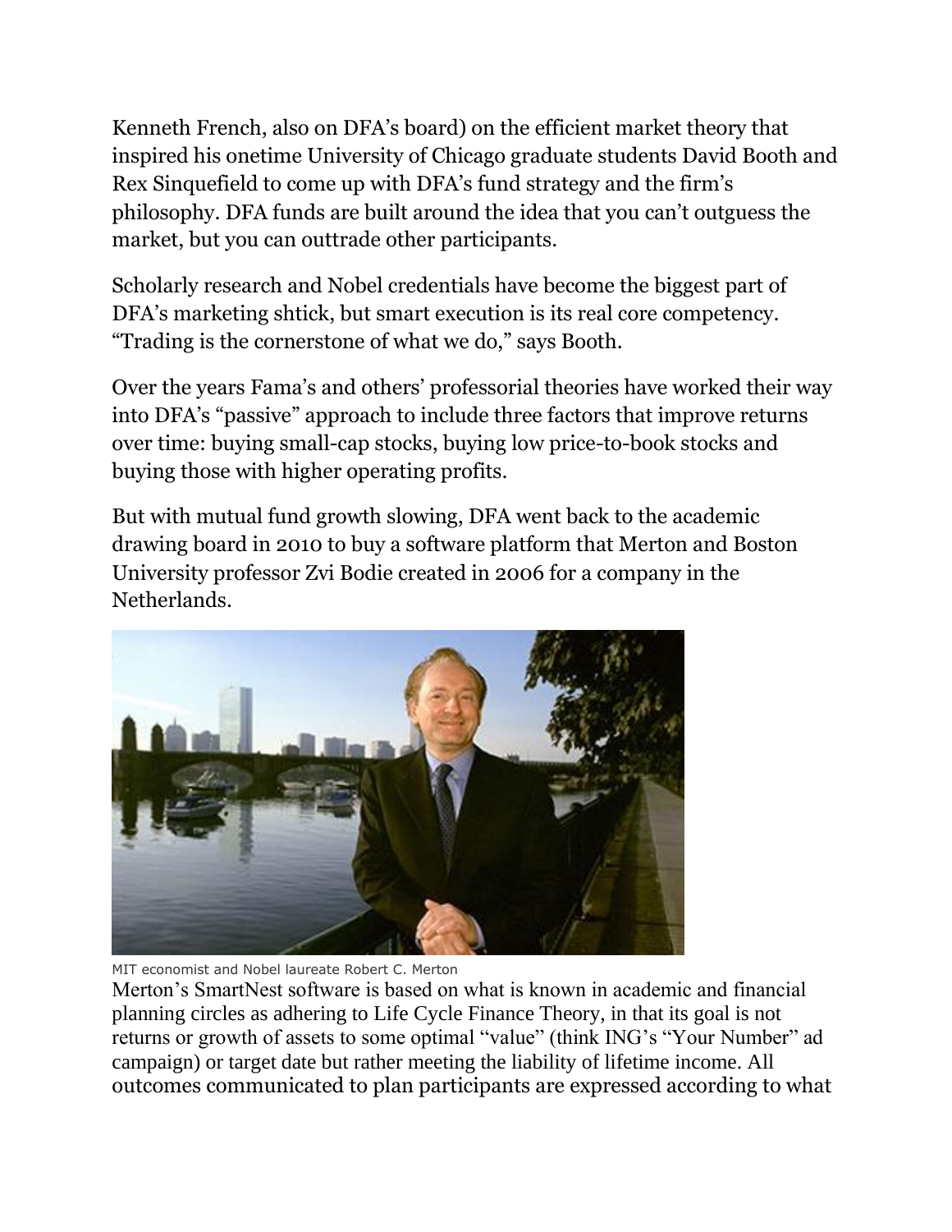Kenneth French, also on DFA's board) on the efficient market theory that inspired his onetime University of Chicago graduate students David Booth and Rex Sinquefield to come up with DFA's fund strategy and the firm's philosophy. DFA funds are built around the idea that you can't outguess the market, but you can outtrade other participants.

Scholarly research and Nobel credentials have become the biggest part of DFA's marketing shtick, but smart execution is its real core competency. "Trading is the cornerstone of what we do," says Booth.

Over the years Fama's and others' professorial theories have worked their way into DFA's "passive" approach to include three factors that improve returns over time: buying small-cap stocks, buying low price-to-book stocks and buying those with higher operating profits.

But with mutual fund growth slowing, DFA went back to the academic drawing board in 2010 to buy a software platform that Merton and Boston University professor Zvi Bodie created in 2006 for a company in the Netherlands.

MIT economist and Nobel laureate Robert C. Merton

Merton's SmartNest software is based on what is known in academic and financial planning circles as adhering to Life Cycle Finance Theory, in that its goal is not returns or growth of assets to some optimal "value" (think ING's "Your Number" ad campaign) or target date but rather meeting the liability of lifetime income. All outcomes communicated to plan participants are expressed according to what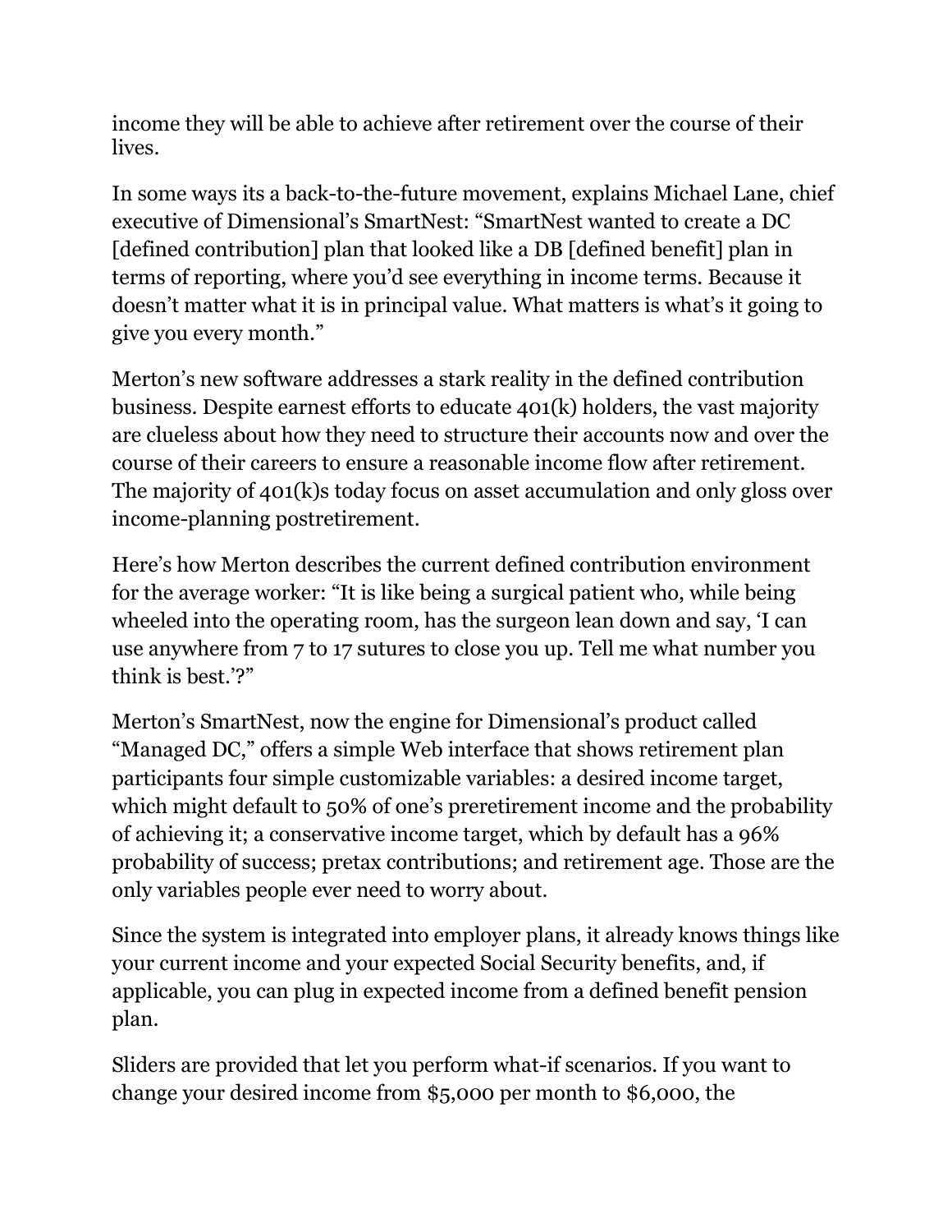income they will be able to achieve after retirement over the course of their lives.

In some ways its a back-to-the-future movement, explains Michael Lane, chief executive of Dimensional's SmartNest: "SmartNest wanted to create a DC [defined contribution] plan that looked like a DB [defined benefit] plan in terms of reporting, where you'd see everything in income terms. Because it doesn't matter what it is in principal value. What matters is what's it going to give you every month."

Merton's new software addresses a stark reality in the defined contribution business. Despite earnest efforts to educate 401(k) holders, the vast majority are clueless about how they need to structure their accounts now and over the course of their careers to ensure a reasonable income flow after retirement. The majority of 401(k)s today focus on asset accumulation and only gloss over income-planning postretirement.

Here's how Merton describes the current defined contribution environment for the average worker: "It is like being a surgical patient who, while being wheeled into the operating room, has the surgeon lean down and say, 'I can use anywhere from 7 to 17 sutures to close you up. Tell me what number you think is best.'?"

Merton's SmartNest, now the engine for Dimensional's product called "Managed DC," offers a simple Web interface that shows retirement plan participants four simple customizable variables: a desired income target, which might default to 50% of one's preretirement income and the probability of achieving it; a conservative income target, which by default has a 96% probability of success; pretax contributions; and retirement age. Those are the only variables people ever need to worry about.

Since the system is integrated into employer plans, it already knows things like your current income and your expected Social Security benefits, and, if applicable, you can plug in expected income from a defined benefit pension plan.

Sliders are provided that let you perform what-if scenarios. If you want to change your desired income from $5,000 per month to $6,000, the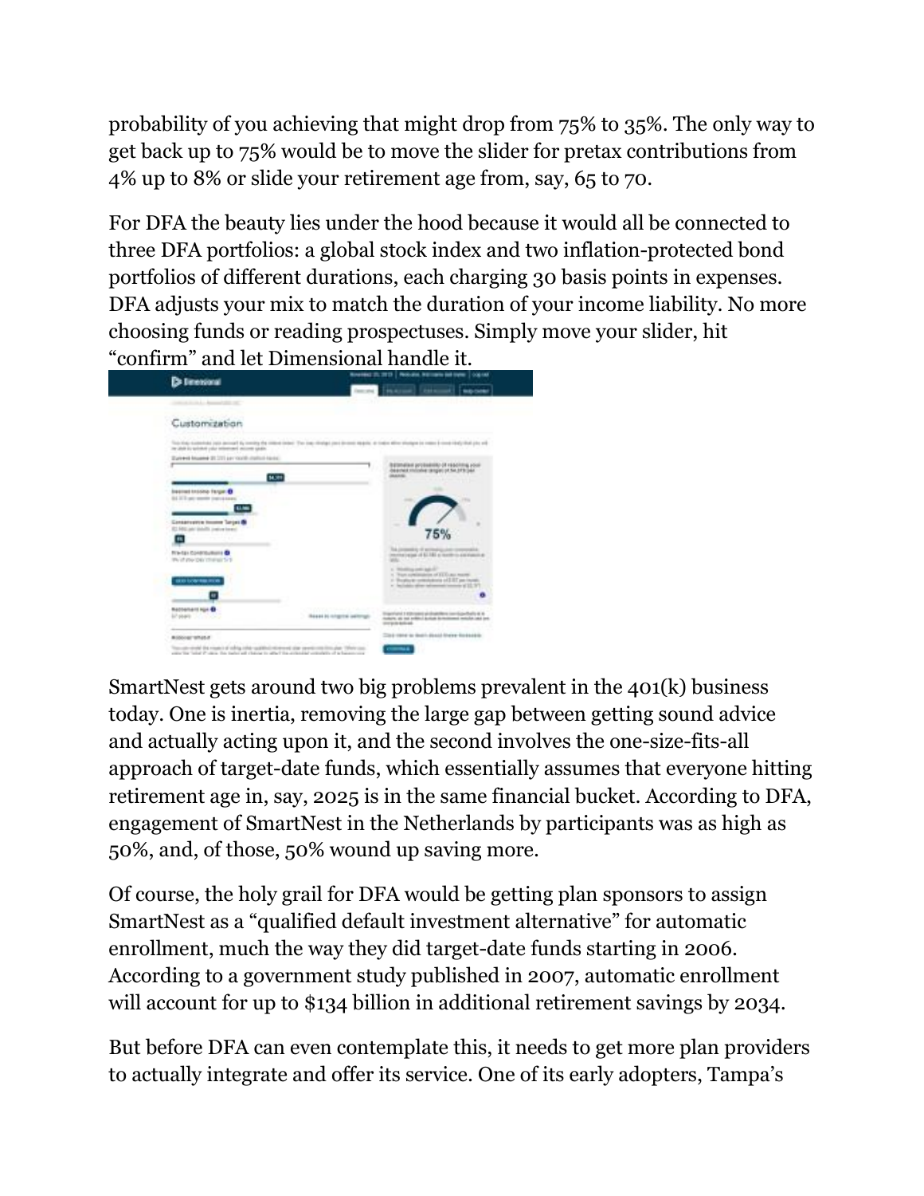probability of you achieving that might drop from 75% to 35%. The only way to get back up to 75% would be to move the slider for pretax contributions from 4% up to 8% or slide your retirement age from, say, 65 to 70.

For DFA the beauty lies under the hood because it would all be connected to three DFA portfolios: a global stock index and two inflation-protected bond portfolios of different durations, each charging 30 basis points in expenses. DFA adjusts your mix to match the duration of your income liability. No more choosing funds or reading prospectuses. Simply move your slider, hit "confirm" and let Dimensional handle it.

SmartNest gets around two big problems prevalent in the 401(k) business today. One is inertia, removing the large gap between getting sound advice and actually acting upon it, and the second involves the one-size-fits-all approach of target-date funds, which essentially assumes that everyone hitting retirement age in, say, 2025 is in the same financial bucket. According to DFA, engagement of SmartNest in the Netherlands by participants was as high as 50%, and, of those, 50% wound up saving more.

Of course, the holy grail for DFA would be getting plan sponsors to assign SmartNest as a "qualified default investment alternative" for automatic enrollment, much the way they did target-date funds starting in 2006. According to a government study published in 2007, automatic enrollment will account for up to $134 billion in additional retirement savings by 2034.

But before DFA can even contemplate this, it needs to get more plan providers to actually integrate and offer its service. One of its early adopters, Tampa's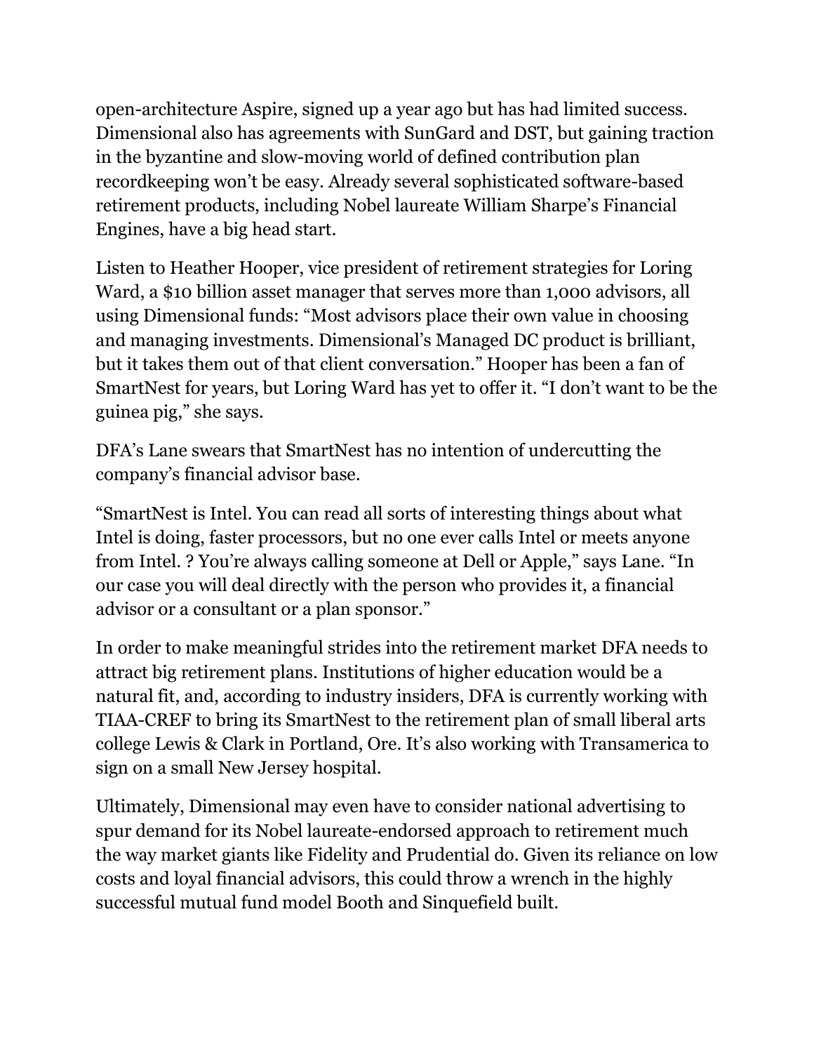open-architecture Aspire, signed up a year ago but has had limited success. Dimensional also has agreements with SunGard and DST, but gaining traction in the byzantine and slow-moving world of defined contribution plan recordkeeping won't be easy. Already several sophisticated software-based retirement products, including Nobel laureate William Sharpe's Financial Engines, have a big head start.

Listen to Heather Hooper, vice president of retirement strategies for Loring Ward, a $10 billion asset manager that serves more than 1,000 advisors, all using Dimensional funds: "Most advisors place their own value in choosing and managing investments. Dimensional's Managed DC product is brilliant, but it takes them out of that client conversation." Hooper has been a fan of SmartNest for years, but Loring Ward has yet to offer it. "I don't want to be the guinea pig," she says.

DFA's Lane swears that SmartNest has no intention of undercutting the company's financial advisor base.

"SmartNest is Intel. You can read all sorts of interesting things about what Intel is doing, faster processors, but no one ever calls Intel or meets anyone from Intel. ? You're always calling someone at Dell or Apple," says Lane. "In our case you will deal directly with the person who provides it, a financial advisor or a consultant or a plan sponsor."

In order to make meaningful strides into the retirement market DFA needs to attract big retirement plans. Institutions of higher education would be a natural fit, and, according to industry insiders, DFA is currently working with TIAA-CREF to bring its SmartNest to the retirement plan of small liberal arts college Lewis & Clark in Portland, Ore. It's also working with Transamerica to sign on a small New Jersey hospital.

Ultimately, Dimensional may even have to consider national advertising to spur demand for its Nobel laureate-endorsed approach to retirement much the way market giants like Fidelity and Prudential do. Given its reliance on low costs and loyal financial advisors, this could throw a wrench in the highly successful mutual fund model Booth and Sinquefield built.